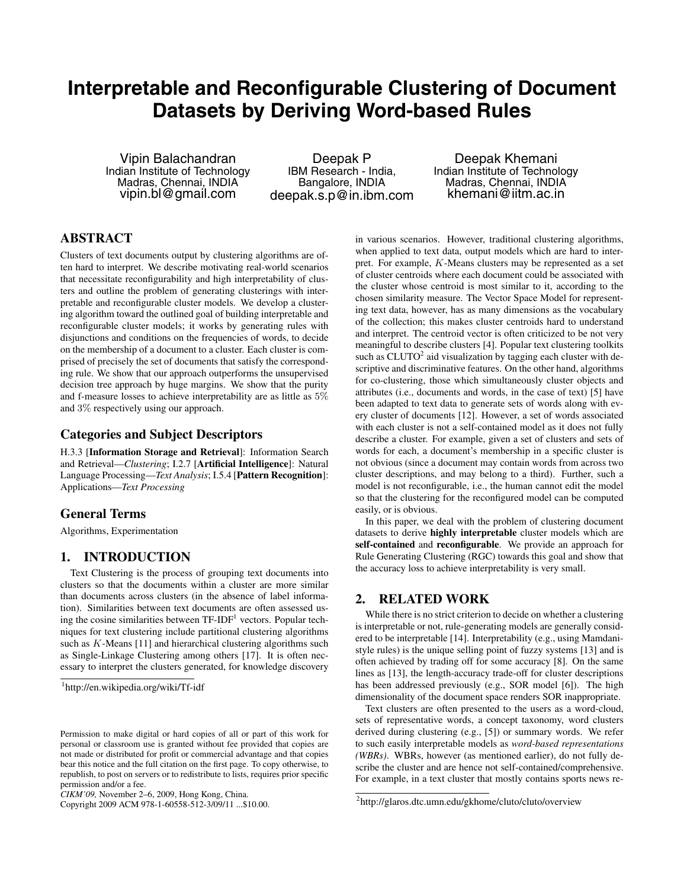# Interpretable and Reconfigurable Clustering of Document Datasets by Deriving Word-based Rules

Vipin Balachandran
Indian Institute of Technology
Madras, Chennai, INDIA
vipin.bl@gmail.com

Deepak P
IBM Research - India,
Bangalore, INDIA
deepak.s.p@in.ibm.com

Deepak Khemani
Indian Institute of Technology
Madras, Chennai, INDIA
khemani@iitm.ac.in

## ABSTRACT

Clusters of text documents output by clustering algorithms are often hard to interpret. We describe motivating real-world scenarios that necessitate reconfigurability and high interpretability of clusters and outline the problem of generating clusterings with interpretable and reconfigurable cluster models. We develop a clustering algorithm toward the outlined goal of building interpretable and reconfigurable cluster models; it works by generating rules with disjunctions and conditions on the frequencies of words, to decide on the membership of a document to a cluster. Each cluster is comprised of precisely the set of documents that satisfy the corresponding rule. We show that our approach outperforms the unsupervised decision tree approach by huge margins. We show that the purity and f-measure losses to achieve interpretability are as little as $5\%$ and $3\%$ respectively using our approach.

### Categories and Subject Descriptors

H.3.3 [**Information Storage and Retrieval**]: Information Search and Retrieval—*Clustering*; I.2.7 [**Artificial Intelligence**]: Natural Language Processing—*Text Analysis*; I.5.4 [**Pattern Recognition**]: Applications—*Text Processing*

### General Terms

Algorithms, Experimentation

## 1. INTRODUCTION

Text Clustering is the process of grouping text documents into clusters so that the documents within a cluster are more similar than documents across clusters (in the absence of label information). Similarities between text documents are often assessed using the cosine similarities between TF-IDF[1] vectors. Popular techniques for text clustering include partitional clustering algorithms such as $K$-Means [11] and hierarchical clustering algorithms such as Single-Linkage Clustering among others [17]. It is often necessary to interpret the clusters generated, for knowledge discovery in various scenarios. However, traditional clustering algorithms, when applied to text data, output models which are hard to interpret. For example, $K$-Means clusters may be represented as a set of cluster centroids where each document could be associated with the cluster whose centroid is most similar to it, according to the chosen similarity measure. The Vector Space Model for representing text data, however, has as many dimensions as the vocabulary of the collection; this makes cluster centroids hard to understand and interpret. The centroid vector is often criticized to be not very meaningful to describe clusters [4]. Popular text clustering toolkits such as CLUTO[2] aid visualization by tagging each cluster with descriptive and discriminative features. On the other hand, algorithms for co-clustering, those which simultaneously cluster objects and attributes (i.e., documents and words, in the case of text) [5] have been adapted to text data to generate sets of words along with every cluster of documents [12]. However, a set of words associated with each cluster is not a self-contained model as it does not fully describe a cluster. For example, given a set of clusters and sets of words for each, a document's membership in a specific cluster is not obvious (since a document may contain words from across two cluster descriptions, and may belong to a third). Further, such a model is not reconfigurable, i.e., the human cannot edit the model so that the clustering for the reconfigured model can be computed easily, or is obvious.

In this paper, we deal with the problem of clustering document datasets to derive **highly interpretable** cluster models which are **self-contained** and **reconfigurable**. We provide an approach for Rule Generating Clustering (RGC) towards this goal and show that the accuracy loss to achieve interpretability is very small.

## 2. RELATED WORK

While there is no strict criterion to decide on whether a clustering is interpretable or not, rule-generating models are generally considered to be interpretable [14]. Interpretability (e.g., using Mamdani-style rules) is the unique selling point of fuzzy systems [13] and is often achieved by trading off for some accuracy [8]. On the same lines as [13], the length-accuracy trade-off for cluster descriptions has been addressed previously (e.g., SOR model [6]). The high dimensionality of the document space renders SOR inappropriate.

Text clusters are often presented to the users as a word-cloud, sets of representative words, a concept taxonomy, word clusters derived during clustering (e.g., [5]) or summary words. We refer to such easily interpretable models as *word-based representations (WBRs)*. WBRs, however (as mentioned earlier), do not fully describe the cluster and are hence not self-contained/comprehensive. For example, in a text cluster that mostly contains sports news re-

[1]http://en.wikipedia.org/wiki/Tf-idf

[2]http://glaros.dtc.umn.edu/gkhome/cluto/cluto/overview

Permission to make digital or hard copies of all or part of this work for personal or classroom use is granted without fee provided that copies are not made or distributed for profit or commercial advantage and that copies bear this notice and the full citation on the first page. To copy otherwise, to republish, to post on servers or to redistribute to lists, requires prior specific permission and/or a fee.
*CIKM'09,* November 2–6, 2009, Hong Kong, China.
Copyright 2009 ACM 978-1-60558-512-3/09/11 ...$10.00.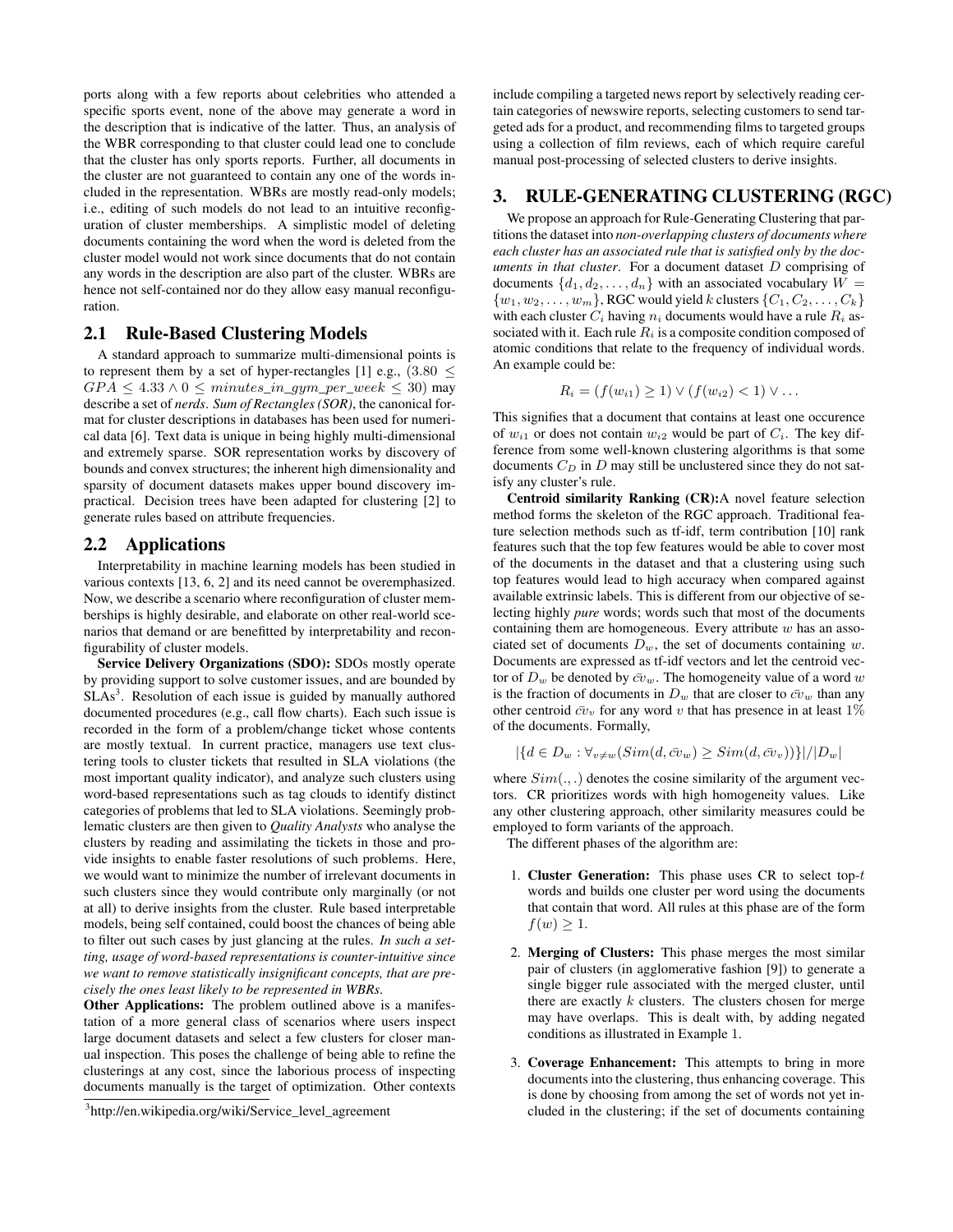ports along with a few reports about celebrities who attended a specific sports event, none of the above may generate a word in the description that is indicative of the latter. Thus, an analysis of the WBR corresponding to that cluster could lead one to conclude that the cluster has only sports reports. Further, all documents in the cluster are not guaranteed to contain any one of the words included in the representation. WBRs are mostly read-only models; i.e., editing of such models do not lead to an intuitive reconfiguration of cluster memberships. A simplistic model of deleting documents containing the word when the word is deleted from the cluster model would not work since documents that do not contain any words in the description are also part of the cluster. WBRs are hence not self-contained nor do they allow easy manual reconfiguration.

## 2.1 Rule-Based Clustering Models

A standard approach to summarize multi-dimensional points is to represent them by a set of hyper-rectangles [1] e.g., $(3.80 \leq GPA \leq 4.33 \wedge 0 \leq minutes\_in\_gym\_per\_week \leq 30)$ may describe a set of *nerds*. *Sum of Rectangles (SOR)*, the canonical format for cluster descriptions in databases has been used for numerical data [6]. Text data is unique in being highly multi-dimensional and extremely sparse. SOR representation works by discovery of bounds and convex structures; the inherent high dimensionality and sparsity of document datasets makes upper bound discovery impractical. Decision trees have been adapted for clustering [2] to generate rules based on attribute frequencies.

## 2.2 Applications

Interpretability in machine learning models has been studied in various contexts [13, 6, 2] and its need cannot be overemphasized. Now, we describe a scenario where reconfiguration of cluster memberships is highly desirable, and elaborate on other real-world scenarios that demand or are benefitted by interpretability and reconfigurability of cluster models.

**Service Delivery Organizations (SDO):** SDOs mostly operate by providing support to solve customer issues, and are bounded by SLAs[3]. Resolution of each issue is guided by manually authored documented procedures (e.g., call flow charts). Each such issue is recorded in the form of a problem/change ticket whose contents are mostly textual. In current practice, managers use text clustering tools to cluster tickets that resulted in SLA violations (the most important quality indicator), and analyze such clusters using word-based representations such as tag clouds to identify distinct categories of problems that led to SLA violations. Seemingly problematic clusters are then given to *Quality Analysts* who analyse the clusters by reading and assimilating the tickets in those and provide insights to enable faster resolutions of such problems. Here, we would want to minimize the number of irrelevant documents in such clusters since they would contribute only marginally (or not at all) to derive insights from the cluster. Rule based interpretable models, being self contained, could boost the chances of being able to filter out such cases by just glancing at the rules. *In such a setting, usage of word-based representations is counter-intuitive since we want to remove statistically insignificant concepts, that are precisely the ones least likely to be represented in WBRs.*

**Other Applications:** The problem outlined above is a manifestation of a more general class of scenarios where users inspect large document datasets and select a few clusters for closer manual inspection. This poses the challenge of being able to refine the clusterings at any cost, since the laborious process of inspecting documents manually is the target of optimization. Other contexts include compiling a targeted news report by selectively reading certain categories of newswire reports, selecting customers to send targeted ads for a product, and recommending films to targeted groups using a collection of film reviews, each of which require careful manual post-processing of selected clusters to derive insights.

[3] http://en.wikipedia.org/wiki/Service_level_agreement

# 3. RULE-GENERATING CLUSTERING (RGC)

We propose an approach for Rule-Generating Clustering that partitions the dataset into *non-overlapping clusters of documents where each cluster has an associated rule that is satisfied only by the documents in that cluster*. For a document dataset $D$ comprising of documents $\{d_1, d_2, \ldots, d_n\}$ with an associated vocabulary $W = \{w_1, w_2, \ldots, w_m\}$, RGC would yield $k$ clusters $\{C_1, C_2, \ldots, C_k\}$ with each cluster $C_i$ having $n_i$ documents would have a rule $R_i$ associated with it. Each rule $R_i$ is a composite condition composed of atomic conditions that relate to the frequency of individual words. An example could be:

$$R_i = (f(w_{i1}) \geq 1) \vee (f(w_{i2}) < 1) \vee \ldots$$

This signifies that a document that contains at least one occurence of $w_{i1}$ or does not contain $w_{i2}$ would be part of $C_i$. The key difference from some well-known clustering algorithms is that some documents $C_D$ in $D$ may still be unclustered since they do not satisfy any cluster's rule.

**Centroid similarity Ranking (CR):** A novel feature selection method forms the skeleton of the RGC approach. Traditional feature selection methods such as tf-idf, term contribution [10] rank features such that the top few features would be able to cover most of the documents in the dataset and that a clustering using such top features would lead to high accuracy when compared against available extrinsic labels. This is different from our objective of selecting highly *pure* words; words such that most of the documents containing them are homogeneous. Every attribute $w$ has an associated set of documents $D_w$, the set of documents containing $w$. Documents are expressed as tf-idf vectors and let the centroid vector of $D_w$ be denoted by $\bar{cv}_w$. The homogeneity value of a word $w$ is the fraction of documents in $D_w$ that are closer to $\bar{cv}_w$ than any other centroid $\bar{cv}_v$ for any word $v$ that has presence in at least 1% of the documents. Formally,

$$|\{d \in D_w : \forall_{v \neq w}(Sim(d, \bar{cv}_w) \geq Sim(d, \bar{cv}_v))\}| / |D_w|$$

where $Sim(.,.)$ denotes the cosine similarity of the argument vectors. CR prioritizes words with high homogeneity values. Like any other clustering approach, other similarity measures could be employed to form variants of the approach.

The different phases of the algorithm are:

1. **Cluster Generation:** This phase uses CR to select top-$t$ words and builds one cluster per word using the documents that contain that word. All rules at this phase are of the form $f(w) \geq 1$.
2. **Merging of Clusters:** This phase merges the most similar pair of clusters (in agglomerative fashion [9]) to generate a single bigger rule associated with the merged cluster, until there are exactly $k$ clusters. The clusters chosen for merge may have overlaps. This is dealt with, by adding negated conditions as illustrated in Example 1.
3. **Coverage Enhancement:** This attempts to bring in more documents into the clustering, thus enhancing coverage. This is done by choosing from among the set of words not yet included in the clustering; if the set of documents containing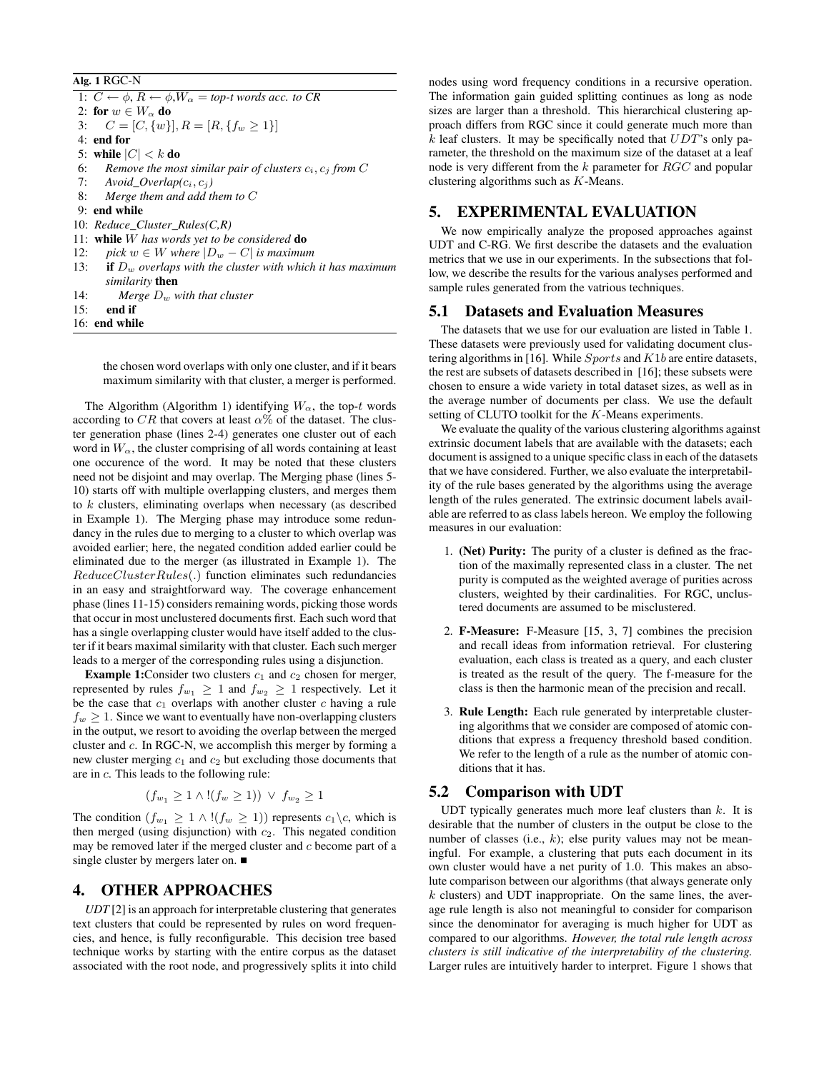**Alg. 1** RGC-N

```
1:  C ← φ, R ← φ, W_α = top-t words acc. to CR
2:  for w ∈ W_α do
3:      C = [C, {w}], R = [R, {f_w ≥ 1}]
4:  end for
5:  while |C| < k do
6:      Remove the most similar pair of clusters c_i, c_j from C
7:      Avoid_Overlap(c_i, c_j)
8:      Merge them and add them to C
9:  end while
10: Reduce_Cluster_Rules(C,R)
11: while W has words yet to be considered do
12:     pick w ∈ W where |D_w − C| is maximum
13:     if D_w overlaps with the cluster with which it has maximum similarity then
14:         Merge D_w with that cluster
15:     end if
16: end while
```

the chosen word overlaps with only one cluster, and if it bears maximum similarity with that cluster, a merger is performed.

The Algorithm (Algorithm 1) identifying $W_\alpha$, the top-$t$ words according to $CR$ that covers at least $\alpha$% of the dataset. The cluster generation phase (lines 2-4) generates one cluster out of each word in $W_\alpha$, the cluster comprising of all words containing at least one occurence of the word. It may be noted that these clusters need not be disjoint and may overlap. The Merging phase (lines 5-10) starts off with multiple overlapping clusters, and merges them to $k$ clusters, eliminating overlaps when necessary (as described in Example 1). The Merging phase may introduce some redundancy in the rules due to merging to a cluster to which overlap was avoided earlier; here, the negated condition added earlier could be eliminated due to the merger (as illustrated in Example 1). The $ReduceClusterRules(.)$ function eliminates such redundancies in an easy and straightforward way. The coverage enhancement phase (lines 11-15) considers remaining words, picking those words that occur in most unclustered documents first. Each such word that has a single overlapping cluster would have itself added to the cluster if it bears maximal similarity with that cluster. Each such merger leads to a merger of the corresponding rules using a disjunction.

**Example 1:** Consider two clusters $c_1$ and $c_2$ chosen for merger, represented by rules $f_{w_1} \geq 1$ and $f_{w_2} \geq 1$ respectively. Let it be the case that $c_1$ overlaps with another cluster $c$ having a rule $f_w \geq 1$. Since we want to eventually have non-overlapping clusters in the output, we resort to avoiding the overlap between the merged cluster and $c$. In RGC-N, we accomplish this merger by forming a new cluster merging $c_1$ and $c_2$ but excluding those documents that are in $c$. This leads to the following rule:

$$(f_{w_1} \geq 1 \wedge !(f_w \geq 1)) \vee f_{w_2} \geq 1$$

The condition $(f_{w_1} \geq 1 \wedge !(f_w \geq 1))$ represents $c_1 \backslash c$, which is then merged (using disjunction) with $c_2$. This negated condition may be removed later if the merged cluster and $c$ become part of a single cluster by mergers later on. ■

## 4. OTHER APPROACHES

*UDT* [2] is an approach for interpretable clustering that generates text clusters that could be represented by rules on word frequencies, and hence, is fully reconfigurable. This decision tree based technique works by starting with the entire corpus as the dataset associated with the root node, and progressively splits it into child nodes using word frequency conditions in a recursive operation. The information gain guided splitting continues as long as node sizes are larger than a threshold. This hierarchical clustering approach differs from RGC since it could generate much more than $k$ leaf clusters. It may be specifically noted that $UDT$'s only parameter, the threshold on the maximum size of the dataset at a leaf node is very different from the $k$ parameter for $RGC$ and popular clustering algorithms such as $K$-Means.

## 5. EXPERIMENTAL EVALUATION

We now empirically analyze the proposed approaches against UDT and C-RG. We first describe the datasets and the evaluation metrics that we use in our experiments. In the subsections that follow, we describe the results for the various analyses performed and sample rules generated from the vatrious techniques.

### 5.1 Datasets and Evaluation Measures

The datasets that we use for our evaluation are listed in Table 1. These datasets were previously used for validating document clustering algorithms in [16]. While $Sports$ and $K1b$ are entire datasets, the rest are subsets of datasets described in [16]; these subsets were chosen to ensure a wide variety in total dataset sizes, as well as in the average number of documents per class. We use the default setting of CLUTO toolkit for the $K$-Means experiments.

We evaluate the quality of the various clustering algorithms against extrinsic document labels that are available with the datasets; each document is assigned to a unique specific class in each of the datasets that we have considered. Further, we also evaluate the interpretability of the rule bases generated by the algorithms using the average length of the rules generated. The extrinsic document labels available are referred to as class labels hereon. We employ the following measures in our evaluation:

1. **(Net) Purity:** The purity of a cluster is defined as the fraction of the maximally represented class in a cluster. The net purity is computed as the weighted average of purities across clusters, weighted by their cardinalities. For RGC, unclustered documents are assumed to be misclustered.

2. **F-Measure:** F-Measure [15, 3, 7] combines the precision and recall ideas from information retrieval. For clustering evaluation, each class is treated as a query, and each cluster is treated as the result of the query. The f-measure for the class is then the harmonic mean of the precision and recall.

3. **Rule Length:** Each rule generated by interpretable clustering algorithms that we consider are composed of atomic conditions that express a frequency threshold based condition. We refer to the length of a rule as the number of atomic conditions that it has.

### 5.2 Comparison with UDT

UDT typically generates much more leaf clusters than $k$. It is desirable that the number of clusters in the output be close to the number of classes (i.e., $k$); else purity values may not be meaningful. For example, a clustering that puts each document in its own cluster would have a net purity of 1.0. This makes an absolute comparison between our algorithms (that always generate only $k$ clusters) and UDT inappropriate. On the same lines, the average rule length is also not meaningful to consider for comparison since the denominator for averaging is much higher for UDT as compared to our algorithms. *However, the total rule length across clusters is still indicative of the interpretability of the clustering.* Larger rules are intuitively harder to interpret. Figure 1 shows that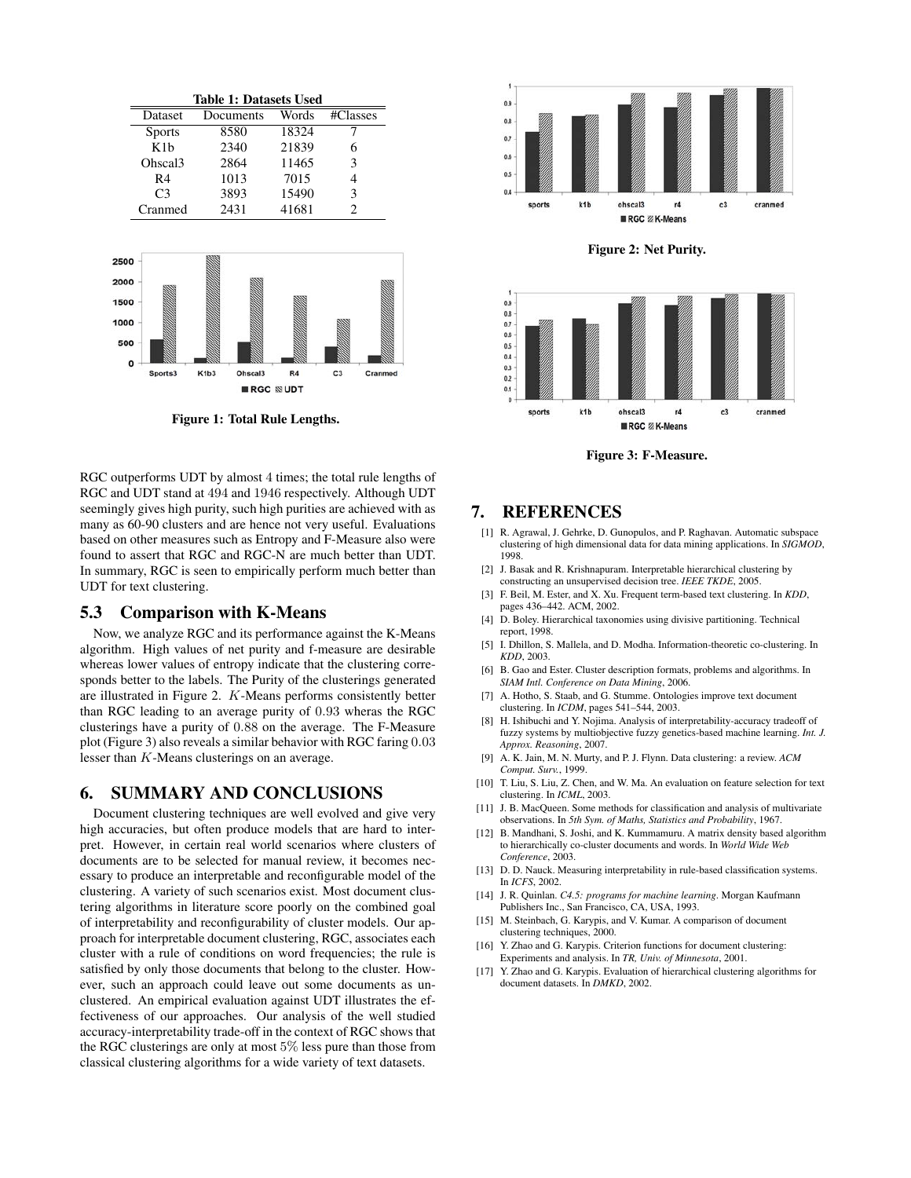**Table 1: Datasets Used**

| Dataset | Documents | Words | #Classes |
|---|---|---|---|
| Sports | 8580 | 18324 | 7 |
| K1b | 2340 | 21839 | 6 |
| Ohscal3 | 2864 | 11465 | 3 |
| R4 | 1013 | 7015 | 4 |
| C3 | 3893 | 15490 | 3 |
| Cranmed | 2431 | 41681 | 2 |

2500
2000
1500
1000
500
0
Sports3 K1b3 Ohscal3 R4 C3 Cranmed
RGC UDT

**Figure 1: Total Rule Lengths.**

1
0.9
0.8
0.7
0.6
0.5
0.4
sports k1b ohscal3 r4 c3 cranmed
RGC K-Means

**Figure 2: Net Purity.**

1
0.9
0.8
0.7
0.6
0.5
0.4
0.3
0.2
0.1
0
sports k1b ohscal3 r4 c3 cranmed
RGC K-Means

**Figure 3: F-Measure.**

RGC outperforms UDT by almost 4 times; the total rule lengths of RGC and UDT stand at 494 and 1946 respectively. Although UDT seemingly gives high purity, such high purities are achieved with as many as 60-90 clusters and are hence not very useful. Evaluations based on other measures such as Entropy and F-Measure also were found to assert that RGC and RGC-N are much better than UDT. In summary, RGC is seen to empirically perform much better than UDT for text clustering.

### 5.3 Comparison with K-Means

Now, we analyze RGC and its performance against the K-Means algorithm. High values of net purity and f-measure are desirable whereas lower values of entropy indicate that the clustering corresponds better to the labels. The Purity of the clusterings generated are illustrated in Figure 2. $K$-Means performs consistently better than RGC leading to an average purity of 0.93 wheras the RGC clusterings have a purity of 0.88 on the average. The F-Measure plot (Figure 3) also reveals a similar behavior with RGC faring 0.03 lesser than $K$-Means clusterings on an average.

## 6. SUMMARY AND CONCLUSIONS

Document clustering techniques are well evolved and give very high accuracies, but often produce models that are hard to interpret. However, in certain real world scenarios where clusters of documents are to be selected for manual review, it becomes necessary to produce an interpretable and reconfigurable model of the clustering. A variety of such scenarios exist. Most document clustering algorithms in literature score poorly on the combined goal of interpretability and reconfigurability of cluster models. Our approach for interpretable document clustering, RGC, associates each cluster with a rule of conditions on word frequencies; the rule is satisfied by only those documents that belong to the cluster. However, such an approach could leave out some documents as unclustered. An empirical evaluation against UDT illustrates the effectiveness of our approaches. Our analysis of the well studied accuracy-interpretability trade-off in the context of RGC shows that the RGC clusterings are only at most 5% less pure than those from classical clustering algorithms for a wide variety of text datasets.

## 7. REFERENCES

[1] R. Agrawal, J. Gehrke, D. Gunopulos, and P. Raghavan. Automatic subspace clustering of high dimensional data for data mining applications. In *SIGMOD*, 1998.

[2] J. Basak and R. Krishnapuram. Interpretable hierarchical clustering by constructing an unsupervised decision tree. *IEEE TKDE*, 2005.

[3] F. Beil, M. Ester, and X. Xu. Frequent term-based text clustering. In *KDD*, pages 436–442. ACM, 2002.

[4] D. Boley. Hierarchical taxonomies using divisive partitioning. Technical report, 1998.

[5] I. Dhillon, S. Mallela, and D. Modha. Information-theoretic co-clustering. In *KDD*, 2003.

[6] B. Gao and Ester. Cluster description formats, problems and algorithms. In *SIAM Intl. Conference on Data Mining*, 2006.

[7] A. Hotho, S. Staab, and G. Stumme. Ontologies improve text document clustering. In *ICDM*, pages 541–544, 2003.

[8] H. Ishibuchi and Y. Nojima. Analysis of interpretability-accuracy tradeoff of fuzzy systems by multiobjective fuzzy genetics-based machine learning. *Int. J. Approx. Reasoning*, 2007.

[9] A. K. Jain, M. N. Murty, and P. J. Flynn. Data clustering: a review. *ACM Comput. Surv.*, 1999.

[10] T. Liu, S. Liu, Z. Chen, and W. Ma. An evaluation on feature selection for text clustering. In *ICML*, 2003.

[11] J. B. MacQueen. Some methods for classification and analysis of multivariate observations. In *5th Sym. of Maths, Statistics and Probability*, 1967.

[12] B. Mandhani, S. Joshi, and K. Kummamuru. A matrix density based algorithm to hierarchically co-cluster documents and words. In *World Wide Web Conference*, 2003.

[13] D. D. Nauck. Measuring interpretability in rule-based classification systems. In *ICFS*, 2002.

[14] J. R. Quinlan. *C4.5: programs for machine learning*. Morgan Kaufmann Publishers Inc., San Francisco, CA, USA, 1993.

[15] M. Steinbach, G. Karypis, and V. Kumar. A comparison of document clustering techniques, 2000.

[16] Y. Zhao and G. Karypis. Criterion functions for document clustering: Experiments and analysis. In *TR, Univ. of Minnesota*, 2001.

[17] Y. Zhao and G. Karypis. Evaluation of hierarchical clustering algorithms for document datasets. In *DMKD*, 2002.